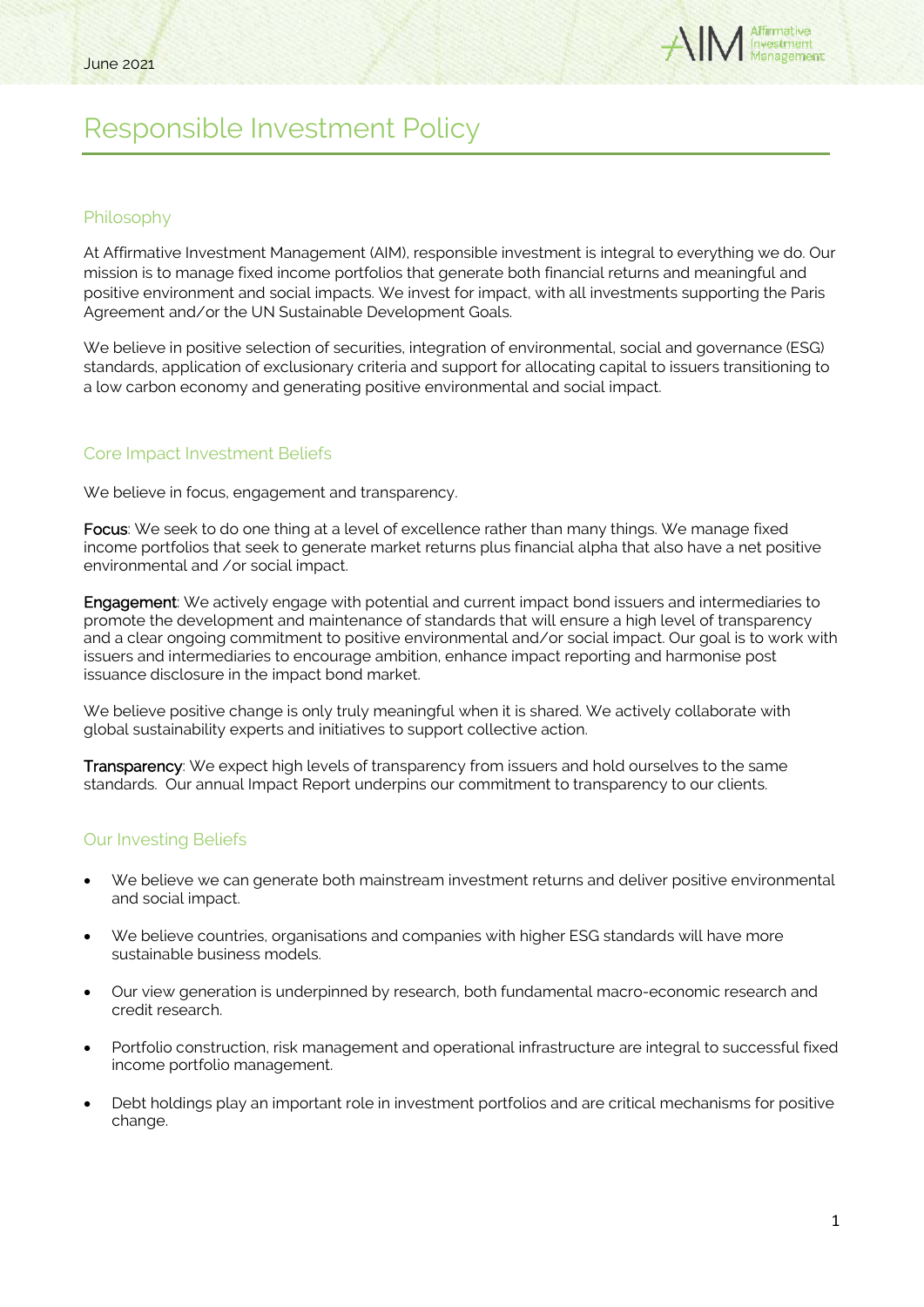June 2021

# Responsible Investment Policy

## Philosophy

At Affirmative Investment Management (AIM), responsible investment is integral to everything we do. Our mission is to manage fixed income portfolios that generate both financial returns and meaningful and positive environment and social impacts. We invest for impact, with all investments supporting the Paris Agreement and/or the UN Sustainable Development Goals.

We believe in positive selection of securities, integration of environmental, social and governance (ESG) standards, application of exclusionary criteria and support for allocating capital to issuers transitioning to a low carbon economy and generating positive environmental and social impact.

## Core Impact Investment Beliefs

We believe in focus, engagement and transparency.

**Focus**: We seek to do one thing at a level of excellence rather than many things. We manage fixed income portfolios that seek to generate market returns plus financial alpha that also have a net positive environmental and /or social impact.

**Engagement**: We actively engage with potential and current impact bond issuers and intermediaries to promote the development and maintenance of standards that will ensure a high level of transparency and a clear ongoing commitment to positive environmental and/or social impact. Our goal is to work with issuers and intermediaries to encourage ambition, enhance impact reporting and harmonise post issuance disclosure in the impact bond market.

We believe positive change is only truly meaningful when it is shared. We actively collaborate with global sustainability experts and initiatives to support collective action.

**Transparency**: We expect high levels of transparency from issuers and hold ourselves to the same standards. Our annual Impact Report underpins our commitment to transparency to our clients.

## Our Investing Beliefs

- We believe we can generate both mainstream investment returns and deliver positive environmental and social impact.
- We believe countries, organisations and companies with higher ESG standards will have more sustainable business models.
- Our view generation is underpinned by research, both fundamental macro-economic research and credit research.
- Portfolio construction, risk management and operational infrastructure are integral to successful fixed income portfolio management.
- Debt holdings play an important role in investment portfolios and are critical mechanisms for positive change.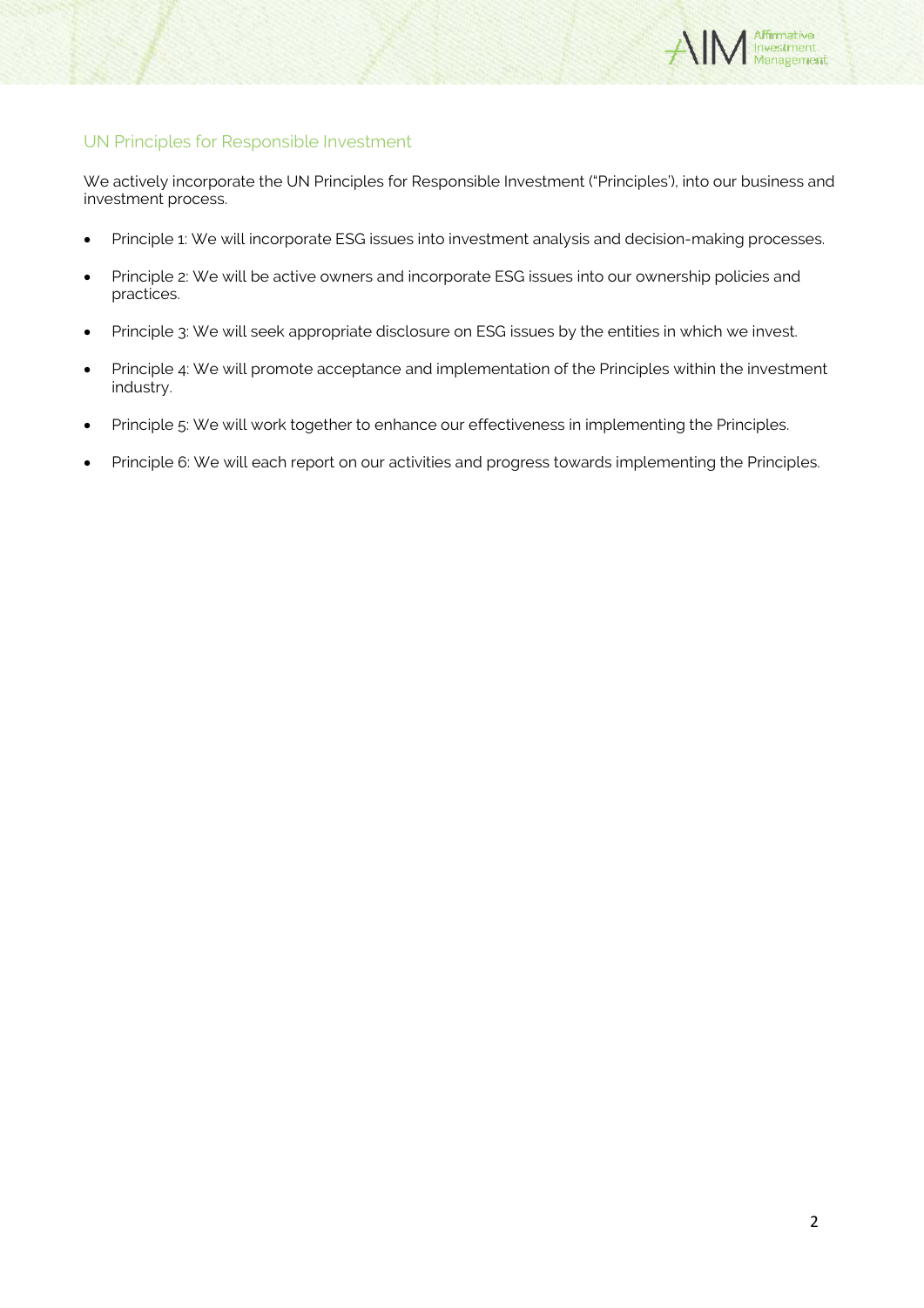## UN Principles for Responsible Investment

We actively incorporate the UN Principles for Responsible Investment ("Principles'), into our business and investment process.

- Principle 1: We will incorporate ESG issues into investment analysis and decision-making processes.
- Principle 2: We will be active owners and incorporate ESG issues into our ownership policies and practices.
- Principle 3: We will seek appropriate disclosure on ESG issues by the entities in which we invest.
- Principle 4: We will promote acceptance and implementation of the Principles within the investment industry.
- Principle 5: We will work together to enhance our effectiveness in implementing the Principles.
- Principle 6: We will each report on our activities and progress towards implementing the Principles.